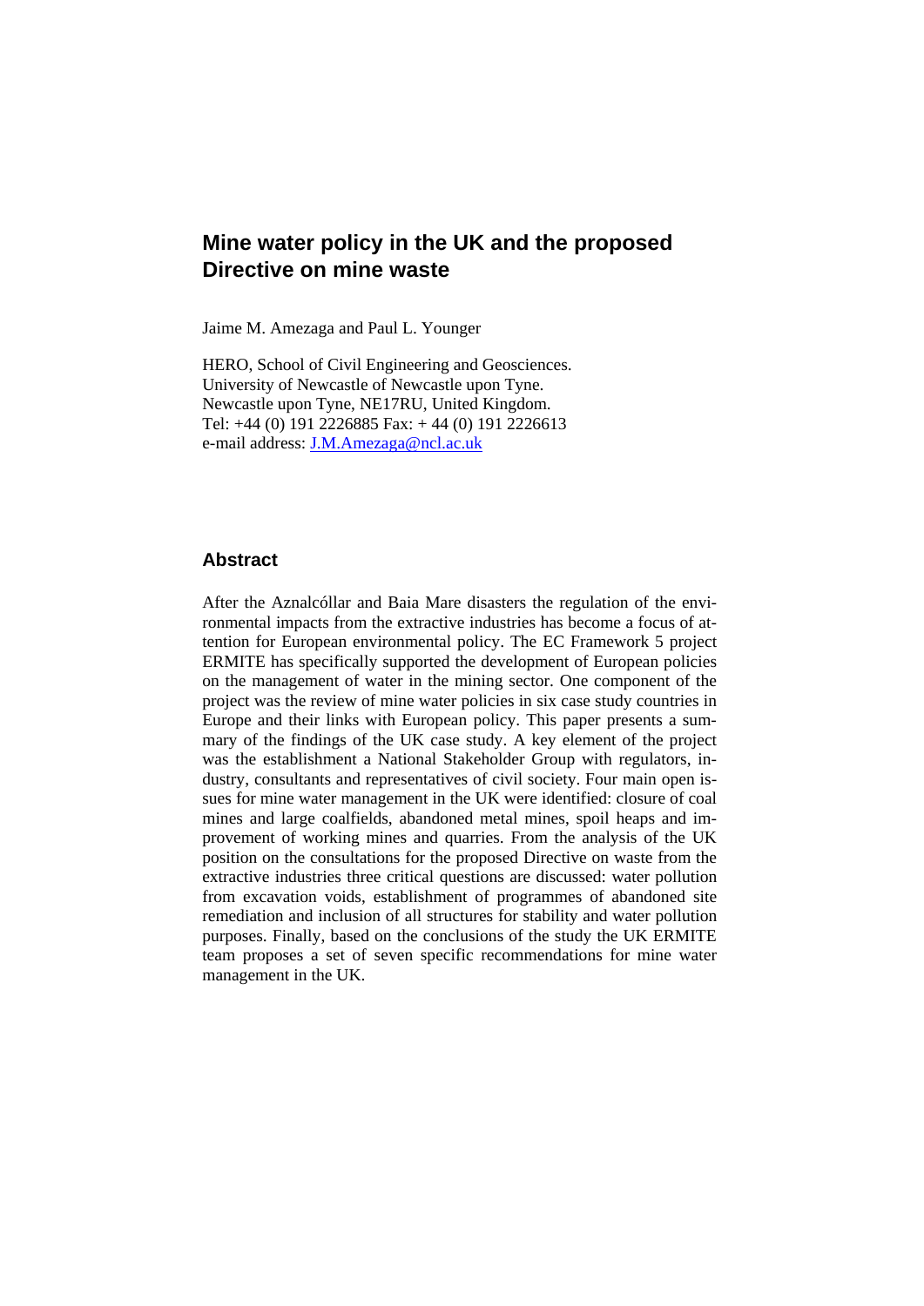# Mine water policy in the UK and the proposed Directive on mine waste

Jaime M. Amezaga and Paul L. Younger

HERO, School of Civil Engineering and Geosciences.
University of Newcastle of Newcastle upon Tyne.
Newcastle upon Tyne, NE17RU, United Kingdom.
Tel: +44 (0) 191 2226885 Fax: + 44 (0) 191 2226613
e-mail address: J.M.Amezaga@ncl.ac.uk

## Abstract

After the Aznalcóllar and Baia Mare disasters the regulation of the environmental impacts from the extractive industries has become a focus of attention for European environmental policy. The EC Framework 5 project ERMITE has specifically supported the development of European policies on the management of water in the mining sector. One component of the project was the review of mine water policies in six case study countries in Europe and their links with European policy. This paper presents a summary of the findings of the UK case study. A key element of the project was the establishment a National Stakeholder Group with regulators, industry, consultants and representatives of civil society. Four main open issues for mine water management in the UK were identified: closure of coal mines and large coalfields, abandoned metal mines, spoil heaps and improvement of working mines and quarries. From the analysis of the UK position on the consultations for the proposed Directive on waste from the extractive industries three critical questions are discussed: water pollution from excavation voids, establishment of programmes of abandoned site remediation and inclusion of all structures for stability and water pollution purposes. Finally, based on the conclusions of the study the UK ERMITE team proposes a set of seven specific recommendations for mine water management in the UK.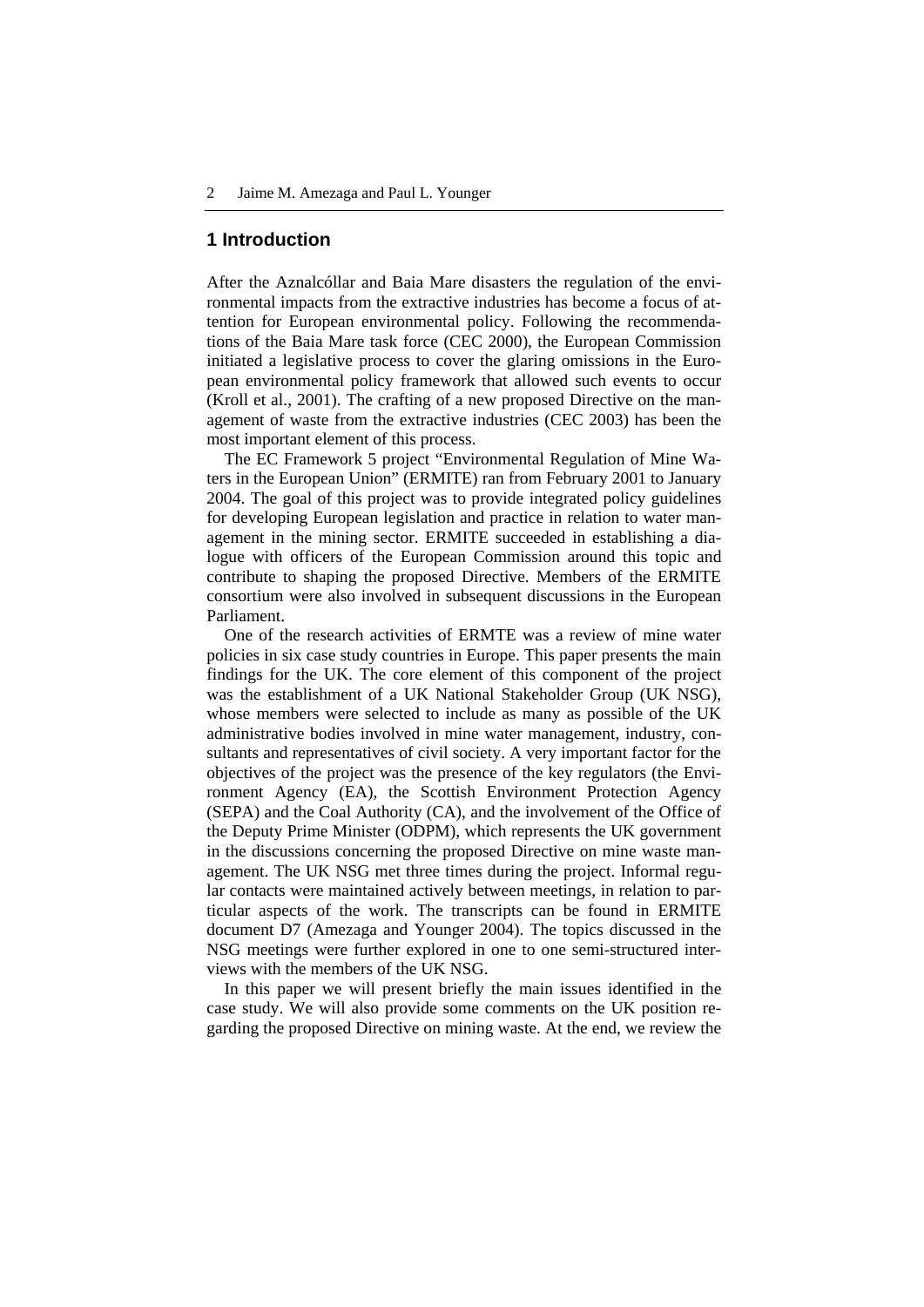## 1 Introduction

After the Aznalcóllar and Baia Mare disasters the regulation of the environmental impacts from the extractive industries has become a focus of attention for European environmental policy. Following the recommendations of the Baia Mare task force (CEC 2000), the European Commission initiated a legislative process to cover the glaring omissions in the European environmental policy framework that allowed such events to occur (Kroll et al., 2001). The crafting of a new proposed Directive on the management of waste from the extractive industries (CEC 2003) has been the most important element of this process.

The EC Framework 5 project "Environmental Regulation of Mine Waters in the European Union" (ERMITE) ran from February 2001 to January 2004. The goal of this project was to provide integrated policy guidelines for developing European legislation and practice in relation to water management in the mining sector. ERMITE succeeded in establishing a dialogue with officers of the European Commission around this topic and contribute to shaping the proposed Directive. Members of the ERMITE consortium were also involved in subsequent discussions in the European Parliament.

One of the research activities of ERMTE was a review of mine water policies in six case study countries in Europe. This paper presents the main findings for the UK. The core element of this component of the project was the establishment of a UK National Stakeholder Group (UK NSG), whose members were selected to include as many as possible of the UK administrative bodies involved in mine water management, industry, consultants and representatives of civil society. A very important factor for the objectives of the project was the presence of the key regulators (the Environment Agency (EA), the Scottish Environment Protection Agency (SEPA) and the Coal Authority (CA), and the involvement of the Office of the Deputy Prime Minister (ODPM), which represents the UK government in the discussions concerning the proposed Directive on mine waste management. The UK NSG met three times during the project. Informal regular contacts were maintained actively between meetings, in relation to particular aspects of the work. The transcripts can be found in ERMITE document D7 (Amezaga and Younger 2004). The topics discussed in the NSG meetings were further explored in one to one semi-structured interviews with the members of the UK NSG.

In this paper we will present briefly the main issues identified in the case study. We will also provide some comments on the UK position regarding the proposed Directive on mining waste. At the end, we review the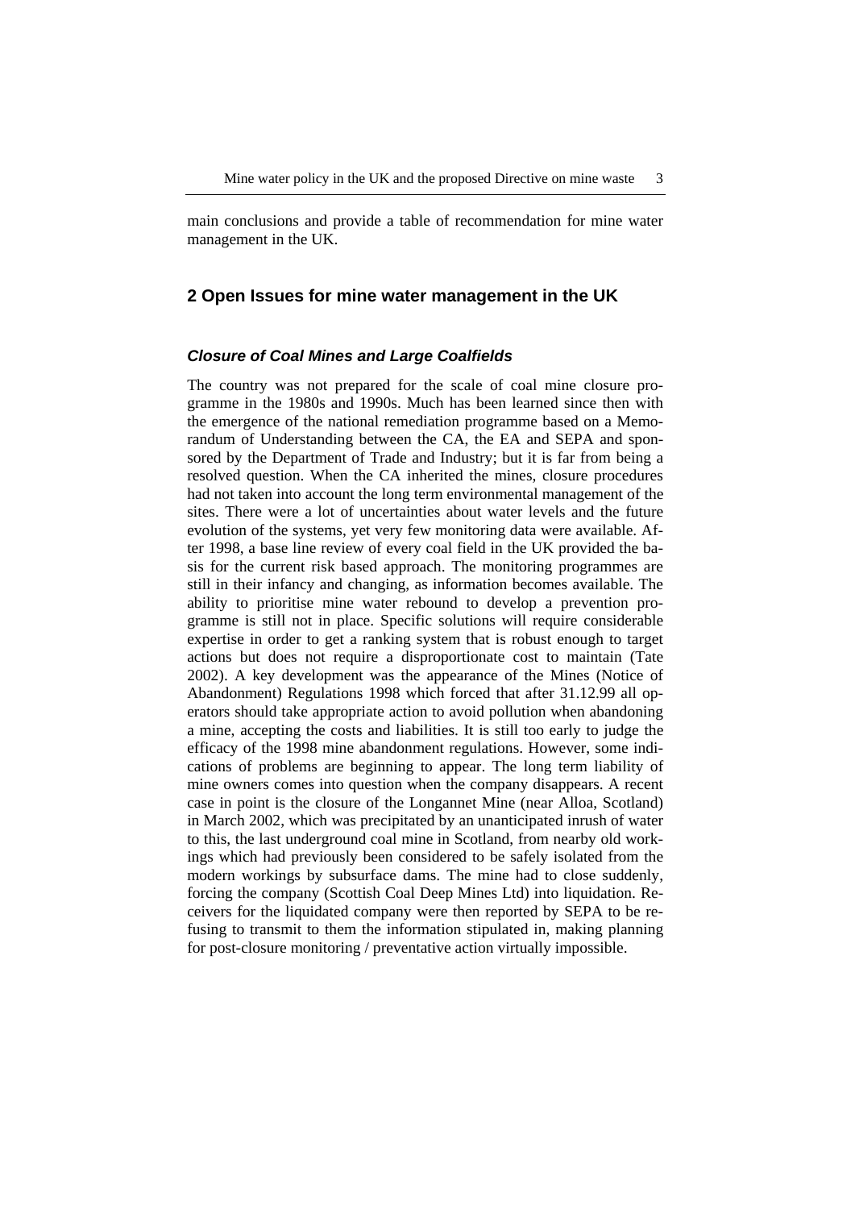main conclusions and provide a table of recommendation for mine water management in the UK.

## 2 Open Issues for mine water management in the UK

### *Closure of Coal Mines and Large Coalfields*

The country was not prepared for the scale of coal mine closure programme in the 1980s and 1990s. Much has been learned since then with the emergence of the national remediation programme based on a Memorandum of Understanding between the CA, the EA and SEPA and sponsored by the Department of Trade and Industry; but it is far from being a resolved question. When the CA inherited the mines, closure procedures had not taken into account the long term environmental management of the sites. There were a lot of uncertainties about water levels and the future evolution of the systems, yet very few monitoring data were available. After 1998, a base line review of every coal field in the UK provided the basis for the current risk based approach. The monitoring programmes are still in their infancy and changing, as information becomes available. The ability to prioritise mine water rebound to develop a prevention programme is still not in place. Specific solutions will require considerable expertise in order to get a ranking system that is robust enough to target actions but does not require a disproportionate cost to maintain (Tate 2002). A key development was the appearance of the Mines (Notice of Abandonment) Regulations 1998 which forced that after 31.12.99 all operators should take appropriate action to avoid pollution when abandoning a mine, accepting the costs and liabilities. It is still too early to judge the efficacy of the 1998 mine abandonment regulations. However, some indications of problems are beginning to appear. The long term liability of mine owners comes into question when the company disappears. A recent case in point is the closure of the Longannet Mine (near Alloa, Scotland) in March 2002, which was precipitated by an unanticipated inrush of water to this, the last underground coal mine in Scotland, from nearby old workings which had previously been considered to be safely isolated from the modern workings by subsurface dams. The mine had to close suddenly, forcing the company (Scottish Coal Deep Mines Ltd) into liquidation. Receivers for the liquidated company were then reported by SEPA to be refusing to transmit to them the information stipulated in, making planning for post-closure monitoring / preventative action virtually impossible.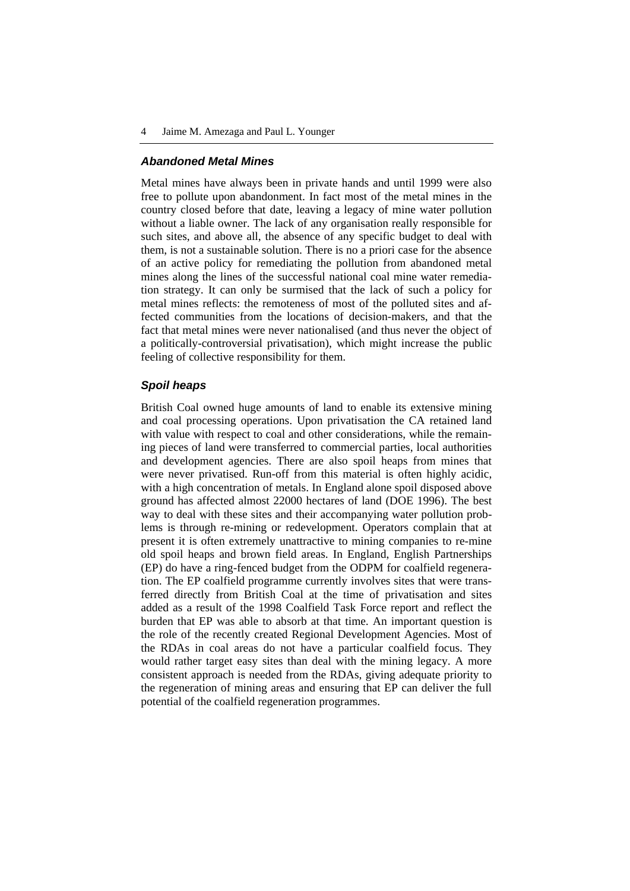### *Abandoned Metal Mines*

Metal mines have always been in private hands and until 1999 were also free to pollute upon abandonment. In fact most of the metal mines in the country closed before that date, leaving a legacy of mine water pollution without a liable owner. The lack of any organisation really responsible for such sites, and above all, the absence of any specific budget to deal with them, is not a sustainable solution. There is no a priori case for the absence of an active policy for remediating the pollution from abandoned metal mines along the lines of the successful national coal mine water remediation strategy. It can only be surmised that the lack of such a policy for metal mines reflects: the remoteness of most of the polluted sites and affected communities from the locations of decision-makers, and that the fact that metal mines were never nationalised (and thus never the object of a politically-controversial privatisation), which might increase the public feeling of collective responsibility for them.

### *Spoil heaps*

British Coal owned huge amounts of land to enable its extensive mining and coal processing operations. Upon privatisation the CA retained land with value with respect to coal and other considerations, while the remaining pieces of land were transferred to commercial parties, local authorities and development agencies. There are also spoil heaps from mines that were never privatised. Run-off from this material is often highly acidic, with a high concentration of metals. In England alone spoil disposed above ground has affected almost 22000 hectares of land (DOE 1996). The best way to deal with these sites and their accompanying water pollution problems is through re-mining or redevelopment. Operators complain that at present it is often extremely unattractive to mining companies to re-mine old spoil heaps and brown field areas. In England, English Partnerships (EP) do have a ring-fenced budget from the ODPM for coalfield regeneration. The EP coalfield programme currently involves sites that were transferred directly from British Coal at the time of privatisation and sites added as a result of the 1998 Coalfield Task Force report and reflect the burden that EP was able to absorb at that time. An important question is the role of the recently created Regional Development Agencies. Most of the RDAs in coal areas do not have a particular coalfield focus. They would rather target easy sites than deal with the mining legacy. A more consistent approach is needed from the RDAs, giving adequate priority to the regeneration of mining areas and ensuring that EP can deliver the full potential of the coalfield regeneration programmes.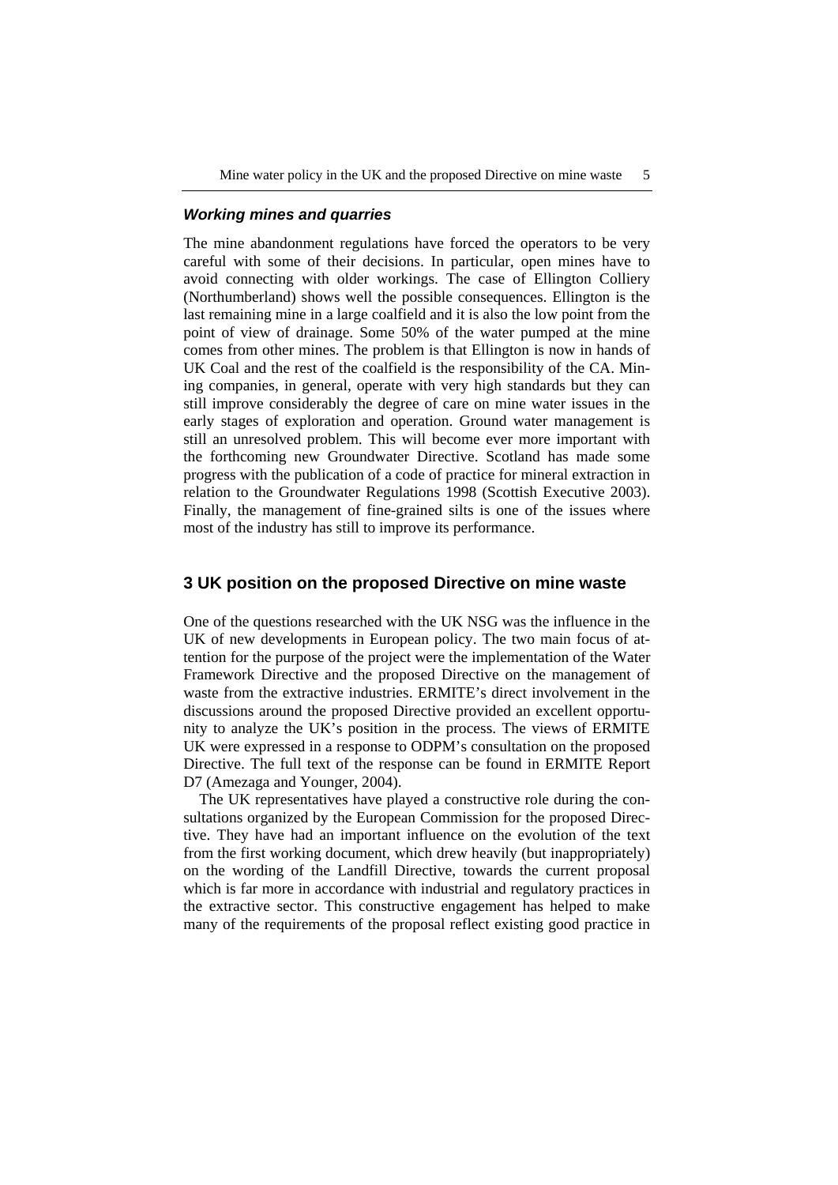### *Working mines and quarries*

The mine abandonment regulations have forced the operators to be very careful with some of their decisions. In particular, open mines have to avoid connecting with older workings. The case of Ellington Colliery (Northumberland) shows well the possible consequences. Ellington is the last remaining mine in a large coalfield and it is also the low point from the point of view of drainage. Some 50% of the water pumped at the mine comes from other mines. The problem is that Ellington is now in hands of UK Coal and the rest of the coalfield is the responsibility of the CA. Mining companies, in general, operate with very high standards but they can still improve considerably the degree of care on mine water issues in the early stages of exploration and operation. Ground water management is still an unresolved problem. This will become ever more important with the forthcoming new Groundwater Directive. Scotland has made some progress with the publication of a code of practice for mineral extraction in relation to the Groundwater Regulations 1998 (Scottish Executive 2003). Finally, the management of fine-grained silts is one of the issues where most of the industry has still to improve its performance.

## 3 UK position on the proposed Directive on mine waste

One of the questions researched with the UK NSG was the influence in the UK of new developments in European policy. The two main focus of attention for the purpose of the project were the implementation of the Water Framework Directive and the proposed Directive on the management of waste from the extractive industries. ERMITE's direct involvement in the discussions around the proposed Directive provided an excellent opportunity to analyze the UK's position in the process. The views of ERMITE UK were expressed in a response to ODPM's consultation on the proposed Directive. The full text of the response can be found in ERMITE Report D7 (Amezaga and Younger, 2004).

The UK representatives have played a constructive role during the consultations organized by the European Commission for the proposed Directive. They have had an important influence on the evolution of the text from the first working document, which drew heavily (but inappropriately) on the wording of the Landfill Directive, towards the current proposal which is far more in accordance with industrial and regulatory practices in the extractive sector. This constructive engagement has helped to make many of the requirements of the proposal reflect existing good practice in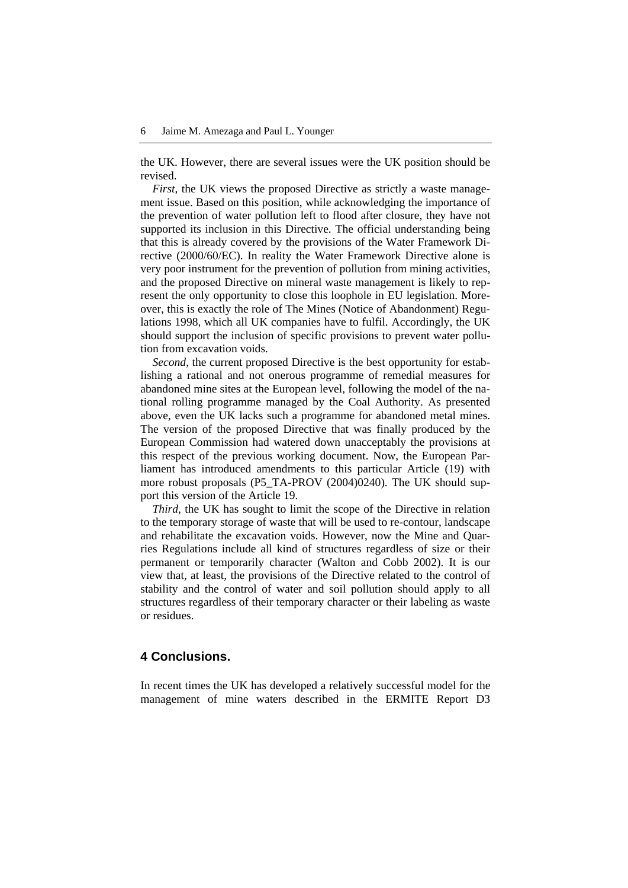the UK. However, there are several issues were the UK position should be revised.

*First*, the UK views the proposed Directive as strictly a waste management issue. Based on this position, while acknowledging the importance of the prevention of water pollution left to flood after closure, they have not supported its inclusion in this Directive. The official understanding being that this is already covered by the provisions of the Water Framework Directive (2000/60/EC). In reality the Water Framework Directive alone is very poor instrument for the prevention of pollution from mining activities, and the proposed Directive on mineral waste management is likely to represent the only opportunity to close this loophole in EU legislation. Moreover, this is exactly the role of The Mines (Notice of Abandonment) Regulations 1998, which all UK companies have to fulfil. Accordingly, the UK should support the inclusion of specific provisions to prevent water pollution from excavation voids.

*Second*, the current proposed Directive is the best opportunity for establishing a rational and not onerous programme of remedial measures for abandoned mine sites at the European level, following the model of the national rolling programme managed by the Coal Authority. As presented above, even the UK lacks such a programme for abandoned metal mines. The version of the proposed Directive that was finally produced by the European Commission had watered down unacceptably the provisions at this respect of the previous working document. Now, the European Parliament has introduced amendments to this particular Article (19) with more robust proposals (P5_TA-PROV (2004)0240). The UK should support this version of the Article 19.

*Third*, the UK has sought to limit the scope of the Directive in relation to the temporary storage of waste that will be used to re-contour, landscape and rehabilitate the excavation voids. However, now the Mine and Quarries Regulations include all kind of structures regardless of size or their permanent or temporarily character (Walton and Cobb 2002). It is our view that, at least, the provisions of the Directive related to the control of stability and the control of water and soil pollution should apply to all structures regardless of their temporary character or their labeling as waste or residues.

## 4 Conclusions.

In recent times the UK has developed a relatively successful model for the management of mine waters described in the ERMITE Report D3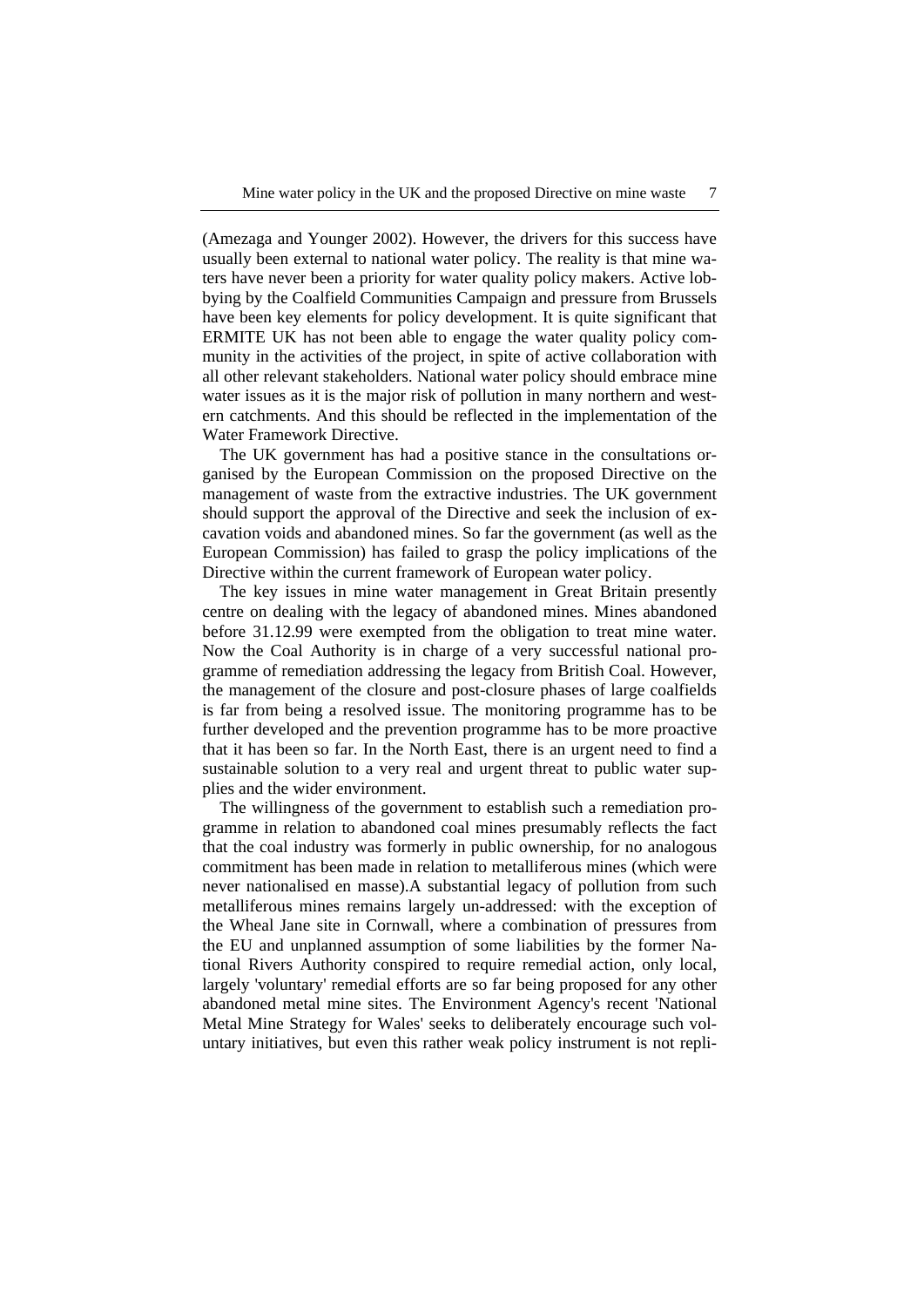(Amezaga and Younger 2002). However, the drivers for this success have usually been external to national water policy. The reality is that mine waters have never been a priority for water quality policy makers. Active lobbying by the Coalfield Communities Campaign and pressure from Brussels have been key elements for policy development. It is quite significant that ERMITE UK has not been able to engage the water quality policy community in the activities of the project, in spite of active collaboration with all other relevant stakeholders. National water policy should embrace mine water issues as it is the major risk of pollution in many northern and western catchments. And this should be reflected in the implementation of the Water Framework Directive.

The UK government has had a positive stance in the consultations organised by the European Commission on the proposed Directive on the management of waste from the extractive industries. The UK government should support the approval of the Directive and seek the inclusion of excavation voids and abandoned mines. So far the government (as well as the European Commission) has failed to grasp the policy implications of the Directive within the current framework of European water policy.

The key issues in mine water management in Great Britain presently centre on dealing with the legacy of abandoned mines. Mines abandoned before 31.12.99 were exempted from the obligation to treat mine water. Now the Coal Authority is in charge of a very successful national programme of remediation addressing the legacy from British Coal. However, the management of the closure and post-closure phases of large coalfields is far from being a resolved issue. The monitoring programme has to be further developed and the prevention programme has to be more proactive that it has been so far. In the North East, there is an urgent need to find a sustainable solution to a very real and urgent threat to public water supplies and the wider environment.

The willingness of the government to establish such a remediation programme in relation to abandoned coal mines presumably reflects the fact that the coal industry was formerly in public ownership, for no analogous commitment has been made in relation to metalliferous mines (which were never nationalised en masse).A substantial legacy of pollution from such metalliferous mines remains largely un-addressed: with the exception of the Wheal Jane site in Cornwall, where a combination of pressures from the EU and unplanned assumption of some liabilities by the former National Rivers Authority conspired to require remedial action, only local, largely 'voluntary' remedial efforts are so far being proposed for any other abandoned metal mine sites. The Environment Agency's recent 'National Metal Mine Strategy for Wales' seeks to deliberately encourage such voluntary initiatives, but even this rather weak policy instrument is not repli-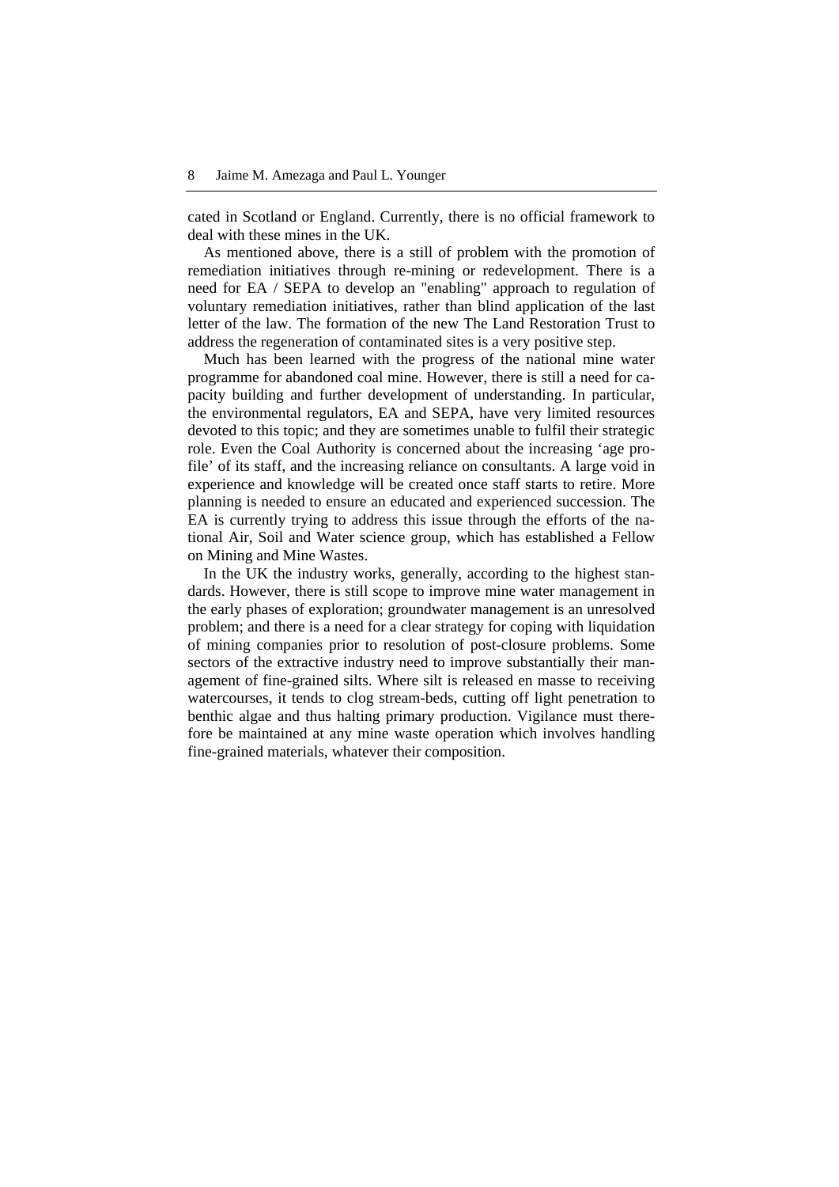cated in Scotland or England. Currently, there is no official framework to deal with these mines in the UK.

As mentioned above, there is a still of problem with the promotion of remediation initiatives through re-mining or redevelopment. There is a need for EA / SEPA to develop an "enabling" approach to regulation of voluntary remediation initiatives, rather than blind application of the last letter of the law. The formation of the new The Land Restoration Trust to address the regeneration of contaminated sites is a very positive step.

Much has been learned with the progress of the national mine water programme for abandoned coal mine. However, there is still a need for capacity building and further development of understanding. In particular, the environmental regulators, EA and SEPA, have very limited resources devoted to this topic; and they are sometimes unable to fulfil their strategic role. Even the Coal Authority is concerned about the increasing 'age profile' of its staff, and the increasing reliance on consultants. A large void in experience and knowledge will be created once staff starts to retire. More planning is needed to ensure an educated and experienced succession. The EA is currently trying to address this issue through the efforts of the national Air, Soil and Water science group, which has established a Fellow on Mining and Mine Wastes.

In the UK the industry works, generally, according to the highest standards. However, there is still scope to improve mine water management in the early phases of exploration; groundwater management is an unresolved problem; and there is a need for a clear strategy for coping with liquidation of mining companies prior to resolution of post-closure problems. Some sectors of the extractive industry need to improve substantially their management of fine-grained silts. Where silt is released en masse to receiving watercourses, it tends to clog stream-beds, cutting off light penetration to benthic algae and thus halting primary production. Vigilance must therefore be maintained at any mine waste operation which involves handling fine-grained materials, whatever their composition.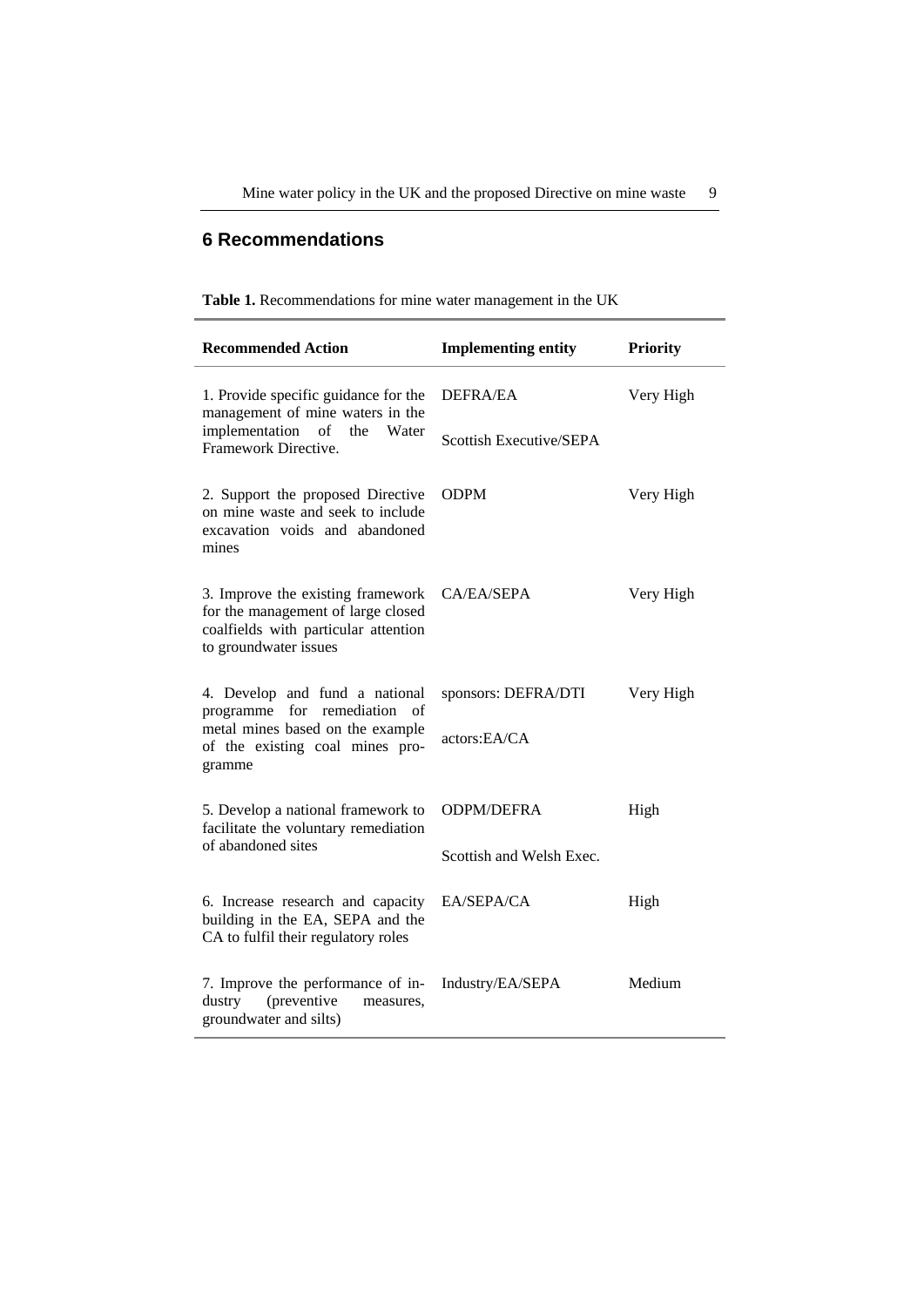## 6 Recommendations

**Table 1.** Recommendations for mine water management in the UK

| Recommended Action | Implementing entity | Priority |
|---|---|---|
| 1. Provide specific guidance for the management of mine waters in the implementation of the Water Framework Directive. | DEFRA/EA<br>Scottish Executive/SEPA | Very High |
| 2. Support the proposed Directive on mine waste and seek to include excavation voids and abandoned mines | ODPM | Very High |
| 3. Improve the existing framework for the management of large closed coalfields with particular attention to groundwater issues | CA/EA/SEPA | Very High |
| 4. Develop and fund a national programme for remediation of metal mines based on the example of the existing coal mines programme | sponsors: DEFRA/DTI<br>actors:EA/CA | Very High |
| 5. Develop a national framework to facilitate the voluntary remediation of abandoned sites | ODPM/DEFRA<br>Scottish and Welsh Exec. | High |
| 6. Increase research and capacity building in the EA, SEPA and the CA to fulfil their regulatory roles | EA/SEPA/CA | High |
| 7. Improve the performance of industry (preventive measures, groundwater and silts) | Industry/EA/SEPA | Medium |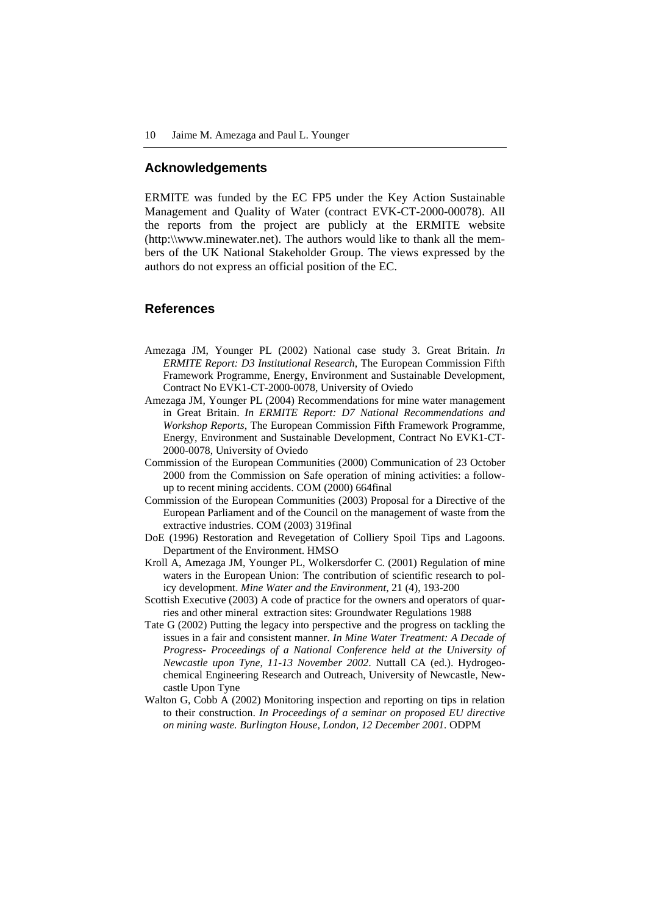## Acknowledgements

ERMITE was funded by the EC FP5 under the Key Action Sustainable Management and Quality of Water (contract EVK-CT-2000-00078). All the reports from the project are publicly at the ERMITE website (http:\\www.minewater.net). The authors would like to thank all the members of the UK National Stakeholder Group. The views expressed by the authors do not express an official position of the EC.

## References

Amezaga JM, Younger PL (2002) National case study 3. Great Britain. *In ERMITE Report: D3 Institutional Research*, The European Commission Fifth Framework Programme, Energy, Environment and Sustainable Development, Contract No EVK1-CT-2000-0078, University of Oviedo

Amezaga JM, Younger PL (2004) Recommendations for mine water management in Great Britain. *In ERMITE Report: D7 National Recommendations and Workshop Reports*, The European Commission Fifth Framework Programme, Energy, Environment and Sustainable Development, Contract No EVK1-CT-2000-0078, University of Oviedo

Commission of the European Communities (2000) Communication of 23 October 2000 from the Commission on Safe operation of mining activities: a follow-up to recent mining accidents. COM (2000) 664final

Commission of the European Communities (2003) Proposal for a Directive of the European Parliament and of the Council on the management of waste from the extractive industries. COM (2003) 319final

DoE (1996) Restoration and Revegetation of Colliery Spoil Tips and Lagoons. Department of the Environment. HMSO

Kroll A, Amezaga JM, Younger PL, Wolkersdorfer C. (2001) Regulation of mine waters in the European Union: The contribution of scientific research to policy development. *Mine Water and the Environment*, 21 (4), 193-200

Scottish Executive (2003) A code of practice for the owners and operators of quarries and other mineral extraction sites: Groundwater Regulations 1988

Tate G (2002) Putting the legacy into perspective and the progress on tackling the issues in a fair and consistent manner. *In Mine Water Treatment: A Decade of Progress- Proceedings of a National Conference held at the University of Newcastle upon Tyne, 11-13 November 2002*. Nuttall CA (ed.). Hydrogeochemical Engineering Research and Outreach, University of Newcastle, Newcastle Upon Tyne

Walton G, Cobb A (2002) Monitoring inspection and reporting on tips in relation to their construction. *In Proceedings of a seminar on proposed EU directive on mining waste. Burlington House, London, 12 December 2001*. ODPM